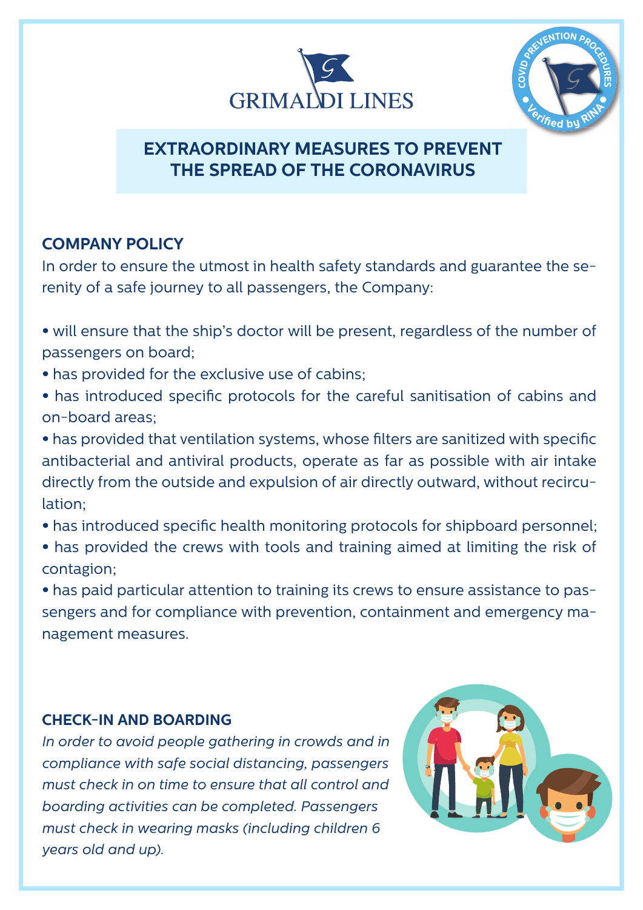GRIMALDI LINES

COVID PREVENTION PROCEDURES • Verified by RINA •

# EXTRAORDINARY MEASURES TO PREVENT THE SPREAD OF THE CORONAVIRUS

## COMPANY POLICY

In order to ensure the utmost in health safety standards and guarantee the serenity of a safe journey to all passengers, the Company:

- will ensure that the ship's doctor will be present, regardless of the number of passengers on board;
- has provided for the exclusive use of cabins;
- has introduced specific protocols for the careful sanitisation of cabins and on-board areas;
- has provided that ventilation systems, whose filters are sanitized with specific antibacterial and antiviral products, operate as far as possible with air intake directly from the outside and expulsion of air directly outward, without recirculation;
- has introduced specific health monitoring protocols for shipboard personnel;
- has provided the crews with tools and training aimed at limiting the risk of contagion;
- has paid particular attention to training its crews to ensure assistance to passengers and for compliance with prevention, containment and emergency management measures.

## CHECK-IN AND BOARDING

*In order to avoid people gathering in crowds and in compliance with safe social distancing, passengers must check in on time to ensure that all control and boarding activities can be completed. Passengers must check in wearing masks (including children 6 years old and up).*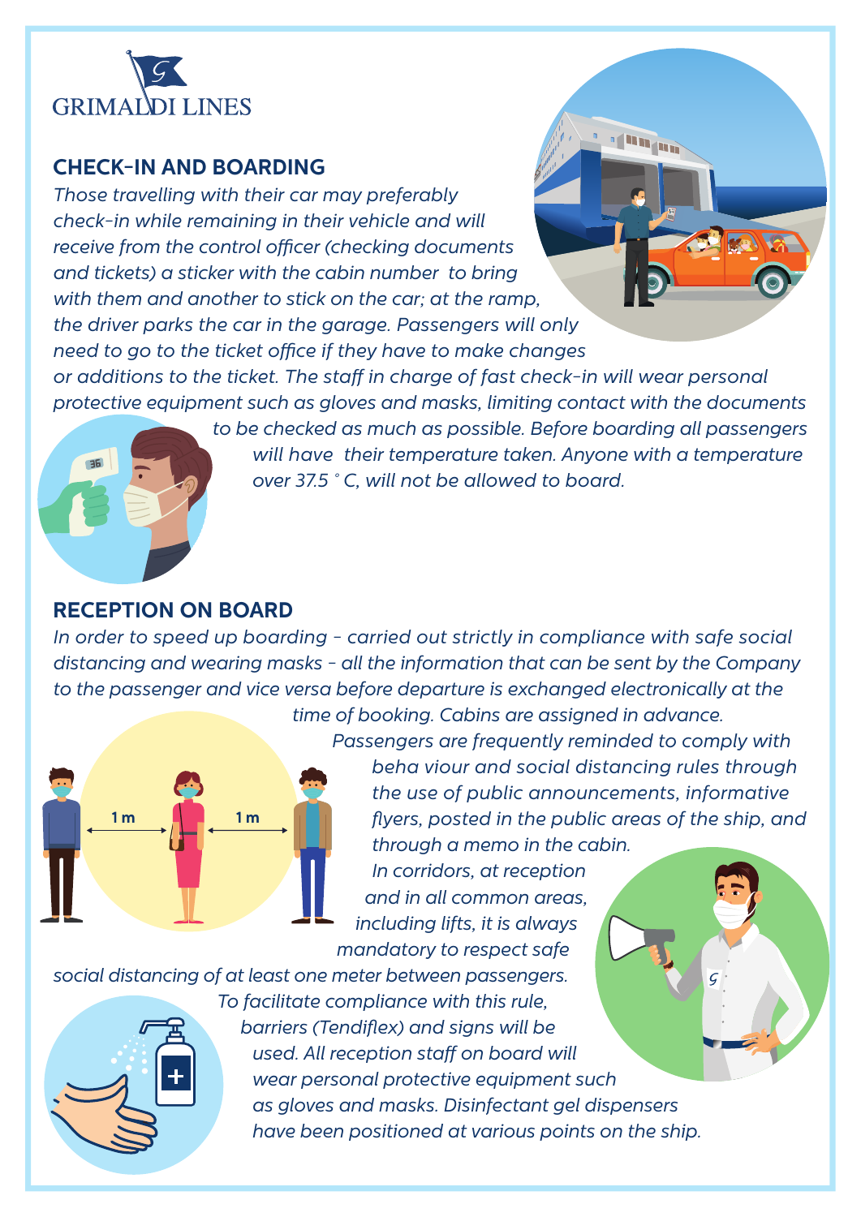GRIMALDI LINES

## CHECK-IN AND BOARDING

*Those travelling with their car may preferably check-in while remaining in their vehicle and will receive from the control officer (checking documents and tickets) a sticker with the cabin number to bring with them and another to stick on the car; at the ramp, the driver parks the car in the garage. Passengers will only need to go to the ticket office if they have to make changes or additions to the ticket. The staff in charge of fast check-in will wear personal protective equipment such as gloves and masks, limiting contact with the documents to be checked as much as possible. Before boarding all passengers will have their temperature taken. Anyone with a temperature over 37.5 ° C, will not be allowed to board.*

## RECEPTION ON BOARD

*In order to speed up boarding - carried out strictly in compliance with safe social distancing and wearing masks - all the information that can be sent by the Company to the passenger and vice versa before departure is exchanged electronically at the time of booking. Cabins are assigned in advance. Passengers are frequently reminded to comply with beha viour and social distancing rules through the use of public announcements, informative flyers, posted in the public areas of the ship, and through a memo in the cabin. In corridors, at reception and in all common areas, including lifts, it is always mandatory to respect safe social distancing of at least one meter between passengers. To facilitate compliance with this rule, barriers (Tendiflex) and signs will be used. All reception staff on board will wear personal protective equipment such as gloves and masks. Disinfectant gel dispensers have been positioned at various points on the ship.*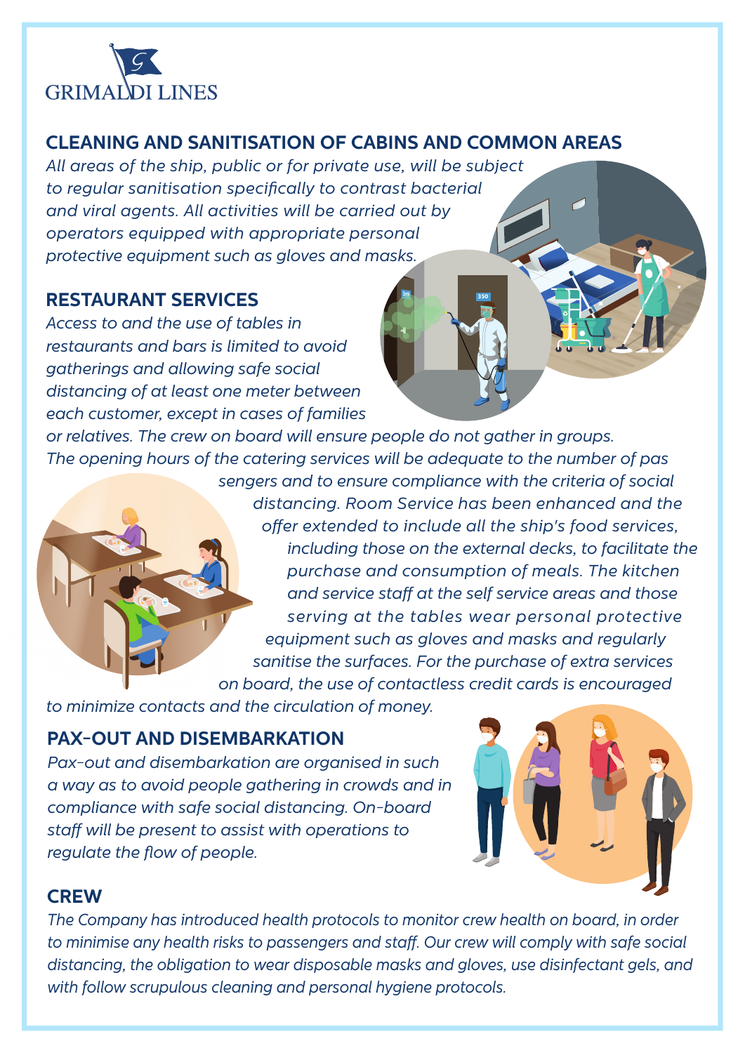GRIMALDI LINES

## CLEANING AND SANITISATION OF CABINS AND COMMON AREAS

*All areas of the ship, public or for private use, will be subject to regular sanitisation specifically to contrast bacterial and viral agents. All activities will be carried out by operators equipped with appropriate personal protective equipment such as gloves and masks.*

## RESTAURANT SERVICES

*Access to and the use of tables in restaurants and bars is limited to avoid gatherings and allowing safe social distancing of at least one meter between each customer, except in cases of families or relatives. The crew on board will ensure people do not gather in groups. The opening hours of the catering services will be adequate to the number of passengers and to ensure compliance with the criteria of social distancing. Room Service has been enhanced and the offer extended to include all the ship's food services, including those on the external decks, to facilitate the purchase and consumption of meals. The kitchen and service staff at the self service areas and those serving at the tables wear personal protective equipment such as gloves and masks and regularly sanitise the surfaces. For the purchase of extra services on board, the use of contactless credit cards is encouraged to minimize contacts and the circulation of money.*

## PAX-OUT AND DISEMBARKATION

*Pax-out and disembarkation are organised in such a way as to avoid people gathering in crowds and in compliance with safe social distancing. On-board staff will be present to assist with operations to regulate the flow of people.*

## CREW

*The Company has introduced health protocols to monitor crew health on board, in order to minimise any health risks to passengers and staff. Our crew will comply with safe social distancing, the obligation to wear disposable masks and gloves, use disinfectant gels, and with follow scrupulous cleaning and personal hygiene protocols.*